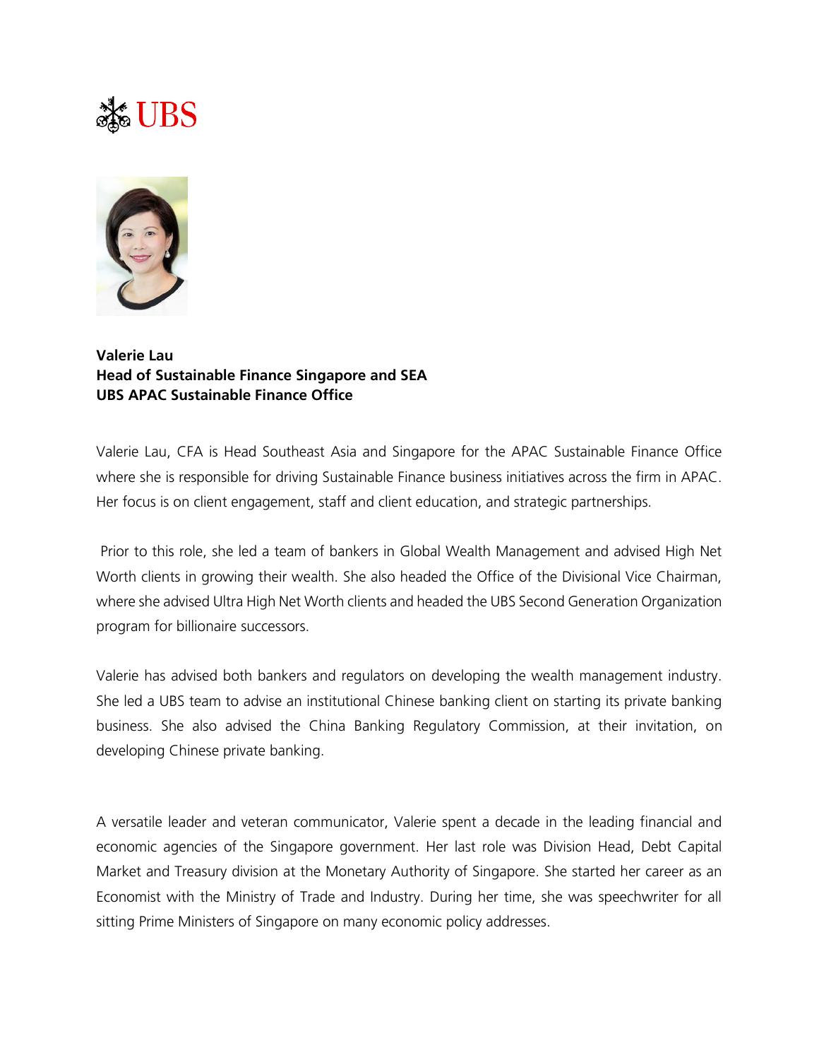**Valerie Lau**
**Head of Sustainable Finance Singapore and SEA**
**UBS APAC Sustainable Finance Office**

Valerie Lau, CFA is Head Southeast Asia and Singapore for the APAC Sustainable Finance Office where she is responsible for driving Sustainable Finance business initiatives across the firm in APAC. Her focus is on client engagement, staff and client education, and strategic partnerships.

Prior to this role, she led a team of bankers in Global Wealth Management and advised High Net Worth clients in growing their wealth. She also headed the Office of the Divisional Vice Chairman, where she advised Ultra High Net Worth clients and headed the UBS Second Generation Organization program for billionaire successors.

Valerie has advised both bankers and regulators on developing the wealth management industry. She led a UBS team to advise an institutional Chinese banking client on starting its private banking business. She also advised the China Banking Regulatory Commission, at their invitation, on developing Chinese private banking.

A versatile leader and veteran communicator, Valerie spent a decade in the leading financial and economic agencies of the Singapore government. Her last role was Division Head, Debt Capital Market and Treasury division at the Monetary Authority of Singapore. She started her career as an Economist with the Ministry of Trade and Industry. During her time, she was speechwriter for all sitting Prime Ministers of Singapore on many economic policy addresses.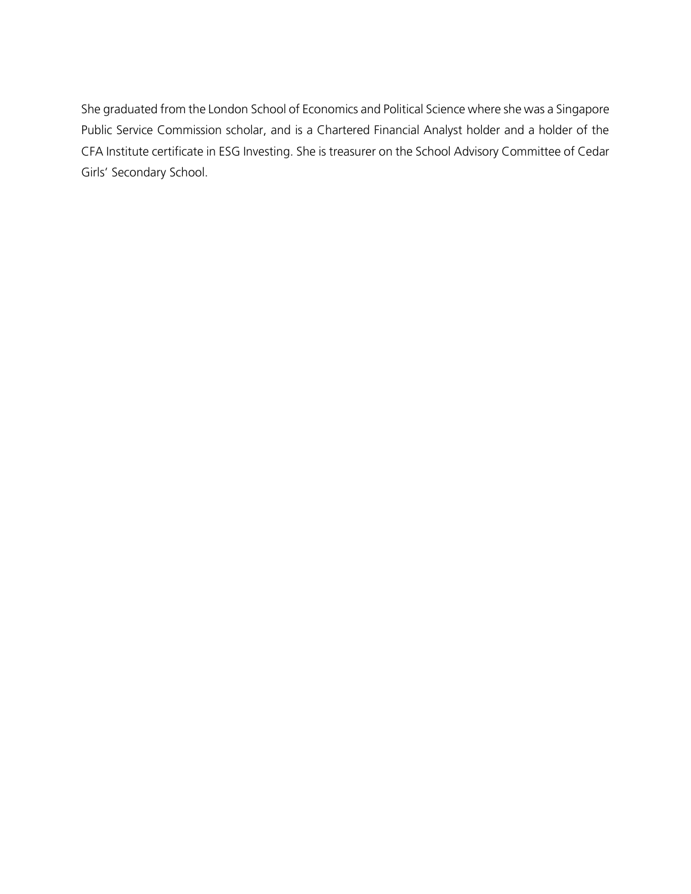She graduated from the London School of Economics and Political Science where she was a Singapore Public Service Commission scholar, and is a Chartered Financial Analyst holder and a holder of the CFA Institute certificate in ESG Investing. She is treasurer on the School Advisory Committee of Cedar Girls' Secondary School.